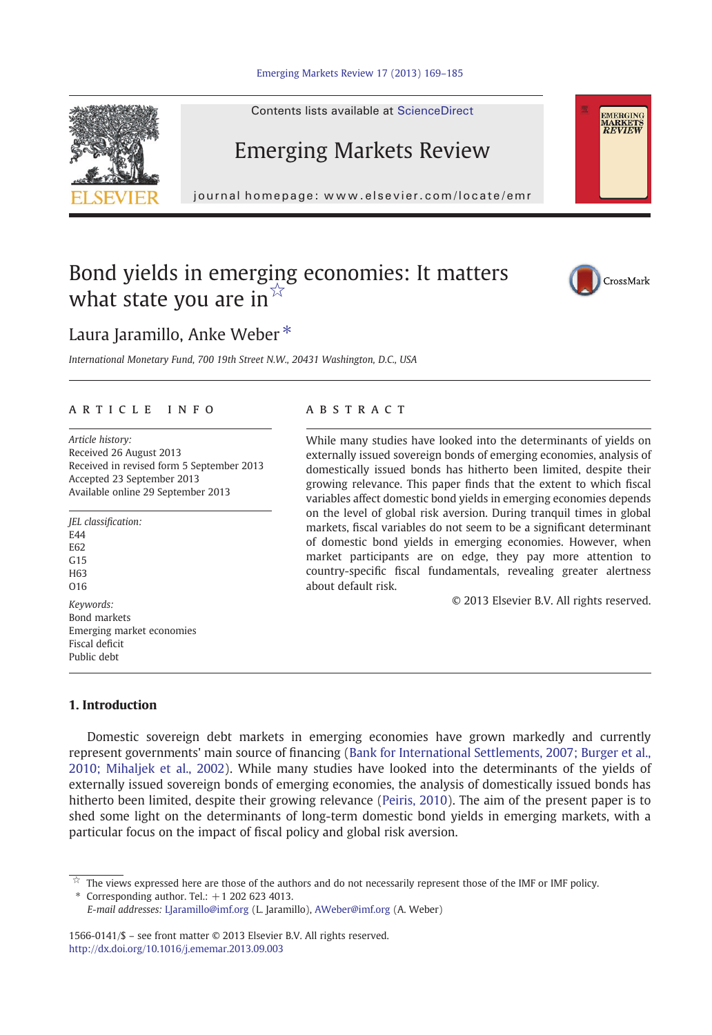# Bond yields in emerging economies: It matters what state you are in ☆

Laura Jaramillo, Anke Weber *

*International Monetary Fund, 700 19th Street N.W., 20431 Washington, D.C., USA*

## ARTICLE INFO

*Article history:*
Received 26 August 2013
Received in revised form 5 September 2013
Accepted 23 September 2013
Available online 29 September 2013

*JEL classification:*
E44
E62
G15
H63
O16

*Keywords:*
Bond markets
Emerging market economies
Fiscal deficit
Public debt

## ABSTRACT

While many studies have looked into the determinants of yields on externally issued sovereign bonds of emerging economies, analysis of domestically issued bonds has hitherto been limited, despite their growing relevance. This paper finds that the extent to which fiscal variables affect domestic bond yields in emerging economies depends on the level of global risk aversion. During tranquil times in global markets, fiscal variables do not seem to be a significant determinant of domestic bond yields in emerging economies. However, when market participants are on edge, they pay more attention to country-specific fiscal fundamentals, revealing greater alertness about default risk.

© 2013 Elsevier B.V. All rights reserved.

## 1. Introduction

Domestic sovereign debt markets in emerging economies have grown markedly and currently represent governments' main source of financing (Bank for International Settlements, 2007; Burger et al., 2010; Mihaljek et al., 2002). While many studies have looked into the determinants of the yields of externally issued sovereign bonds of emerging economies, the analysis of domestically issued bonds has hitherto been limited, despite their growing relevance (Peiris, 2010). The aim of the present paper is to shed some light on the determinants of long-term domestic bond yields in emerging markets, with a particular focus on the impact of fiscal policy and global risk aversion.

☆ The views expressed here are those of the authors and do not necessarily represent those of the IMF or IMF policy.

\* Corresponding author. Tel.: +1 202 623 4013.
*E-mail addresses:* LJaramillo@imf.org (L. Jaramillo), AWeber@imf.org (A. Weber)

1566-0141/$ – see front matter © 2013 Elsevier B.V. All rights reserved.
http://dx.doi.org/10.1016/j.ememar.2013.09.003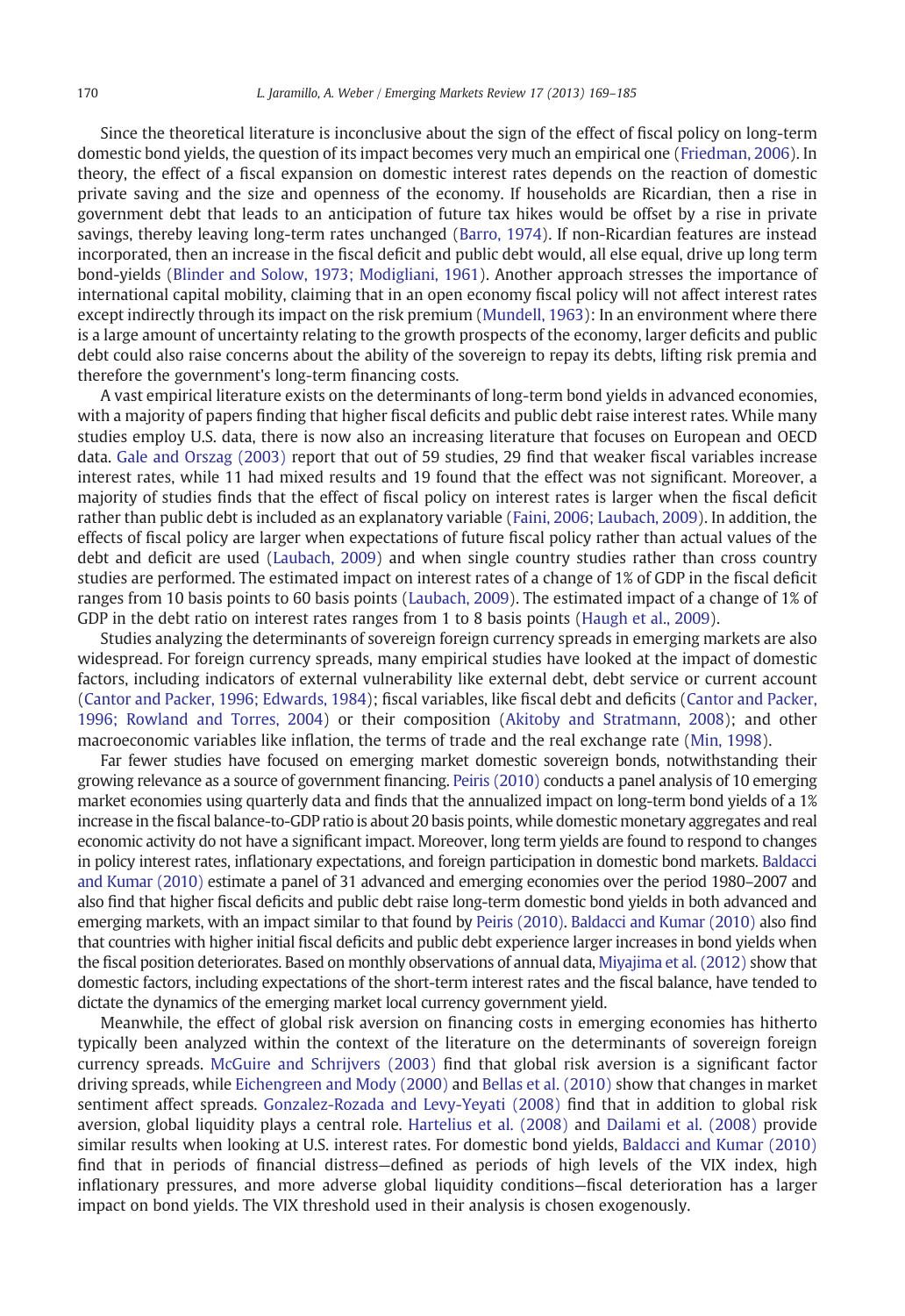Since the theoretical literature is inconclusive about the sign of the effect of fiscal policy on long-term domestic bond yields, the question of its impact becomes very much an empirical one (Friedman, 2006). In theory, the effect of a fiscal expansion on domestic interest rates depends on the reaction of domestic private saving and the size and openness of the economy. If households are Ricardian, then a rise in government debt that leads to an anticipation of future tax hikes would be offset by a rise in private savings, thereby leaving long-term rates unchanged (Barro, 1974). If non-Ricardian features are instead incorporated, then an increase in the fiscal deficit and public debt would, all else equal, drive up long term bond-yields (Blinder and Solow, 1973; Modigliani, 1961). Another approach stresses the importance of international capital mobility, claiming that in an open economy fiscal policy will not affect interest rates except indirectly through its impact on the risk premium (Mundell, 1963): In an environment where there is a large amount of uncertainty relating to the growth prospects of the economy, larger deficits and public debt could also raise concerns about the ability of the sovereign to repay its debts, lifting risk premia and therefore the government's long-term financing costs.

A vast empirical literature exists on the determinants of long-term bond yields in advanced economies, with a majority of papers finding that higher fiscal deficits and public debt raise interest rates. While many studies employ U.S. data, there is now also an increasing literature that focuses on European and OECD data. Gale and Orszag (2003) report that out of 59 studies, 29 find that weaker fiscal variables increase interest rates, while 11 had mixed results and 19 found that the effect was not significant. Moreover, a majority of studies finds that the effect of fiscal policy on interest rates is larger when the fiscal deficit rather than public debt is included as an explanatory variable (Faini, 2006; Laubach, 2009). In addition, the effects of fiscal policy are larger when expectations of future fiscal policy rather than actual values of the debt and deficit are used (Laubach, 2009) and when single country studies rather than cross country studies are performed. The estimated impact on interest rates of a change of 1% of GDP in the fiscal deficit ranges from 10 basis points to 60 basis points (Laubach, 2009). The estimated impact of a change of 1% of GDP in the debt ratio on interest rates ranges from 1 to 8 basis points (Haugh et al., 2009).

Studies analyzing the determinants of sovereign foreign currency spreads in emerging markets are also widespread. For foreign currency spreads, many empirical studies have looked at the impact of domestic factors, including indicators of external vulnerability like external debt, debt service or current account (Cantor and Packer, 1996; Edwards, 1984); fiscal variables, like fiscal debt and deficits (Cantor and Packer, 1996; Rowland and Torres, 2004) or their composition (Akitoby and Stratmann, 2008); and other macroeconomic variables like inflation, the terms of trade and the real exchange rate (Min, 1998).

Far fewer studies have focused on emerging market domestic sovereign bonds, notwithstanding their growing relevance as a source of government financing. Peiris (2010) conducts a panel analysis of 10 emerging market economies using quarterly data and finds that the annualized impact on long-term bond yields of a 1% increase in the fiscal balance-to-GDP ratio is about 20 basis points, while domestic monetary aggregates and real economic activity do not have a significant impact. Moreover, long term yields are found to respond to changes in policy interest rates, inflationary expectations, and foreign participation in domestic bond markets. Baldacci and Kumar (2010) estimate a panel of 31 advanced and emerging economies over the period 1980–2007 and also find that higher fiscal deficits and public debt raise long-term domestic bond yields in both advanced and emerging markets, with an impact similar to that found by Peiris (2010). Baldacci and Kumar (2010) also find that countries with higher initial fiscal deficits and public debt experience larger increases in bond yields when the fiscal position deteriorates. Based on monthly observations of annual data, Miyajima et al. (2012) show that domestic factors, including expectations of the short-term interest rates and the fiscal balance, have tended to dictate the dynamics of the emerging market local currency government yield.

Meanwhile, the effect of global risk aversion on financing costs in emerging economies has hitherto typically been analyzed within the context of the literature on the determinants of sovereign foreign currency spreads. McGuire and Schrijvers (2003) find that global risk aversion is a significant factor driving spreads, while Eichengreen and Mody (2000) and Bellas et al. (2010) show that changes in market sentiment affect spreads. Gonzalez-Rozada and Levy-Yeyati (2008) find that in addition to global risk aversion, global liquidity plays a central role. Hartelius et al. (2008) and Dailami et al. (2008) provide similar results when looking at U.S. interest rates. For domestic bond yields, Baldacci and Kumar (2010) find that in periods of financial distress—defined as periods of high levels of the VIX index, high inflationary pressures, and more adverse global liquidity conditions—fiscal deterioration has a larger impact on bond yields. The VIX threshold used in their analysis is chosen exogenously.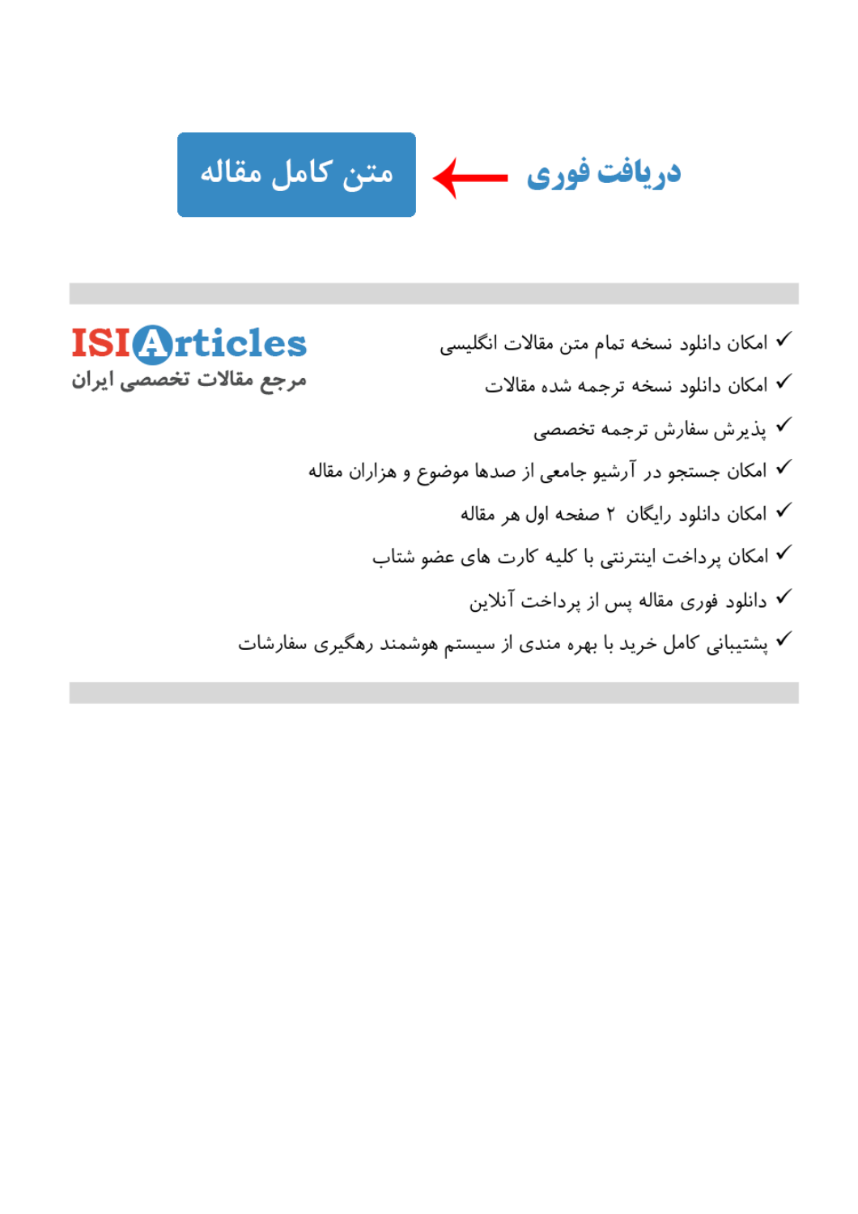دریافت فوری ← متن کامل مقاله

**ISIArticles**
مرجع مقالات تخصصی ایران

- ✓ امکان دانلود نسخه تمام متن مقالات انگلیسی
- ✓ امکان دانلود نسخه ترجمه شده مقالات
- ✓ پذیرش سفارش ترجمه تخصصی
- ✓ امکان جستجو در آرشیو جامعی از صدها موضوع و هزاران مقاله
- ✓ امکان دانلود رایگان ۲ صفحه اول هر مقاله
- ✓ امکان پرداخت اینترنتی با کلیه کارت های عضو شتاب
- ✓ دانلود فوری مقاله پس از پرداخت آنلاین
- ✓ پشتیبانی کامل خرید با بهره مندی از سیستم هوشمند رهگیری سفارشات